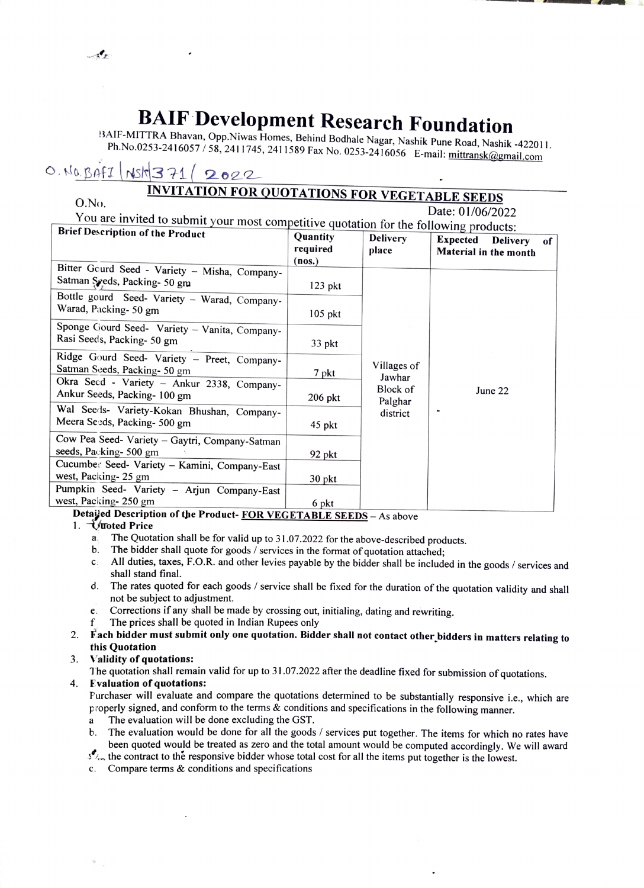# BAIF Development Research Foundation

BAIF-MITTRA Bhavan, Opp.Niwas Homes, Behind Bodhale Nagar, Nashik Pune Road, Nashik -422011.
Ph.No.0253-2416057 / 58, 2411745, 2411589 Fax No. 0253-2416056 E-mail: mittransk@gmail.com

O.No. BAFI | NSK | 371 / 2022

## INVITATION FOR QUOTATIONS FOR VEGETABLE SEEDS

O.No.

Date: 01/06/2022

You are invited to submit your most competitive quotation for the following products:

| Brief Description of the Product | Quantity required (nos.) | Delivery place | Expected Delivery of Material in the month |
|---|---|---|---|
| Bitter Gourd Seed - Variety – Misha, Company-Satman Seeds, Packing- 50 gm | 123 pkt | Villages of Jawhar Block of Palghar district | June 22 |
| Bottle gourd Seed- Variety – Warad, Company-Warad, Packing- 50 gm | 105 pkt | | |
| Sponge Gourd Seed- Variety – Vanita, Company-Rasi Seeds, Packing- 50 gm | 33 pkt | | |
| Ridge Gourd Seed- Variety – Preet, Company-Satman Seeds, Packing- 50 gm | 7 pkt | | |
| Okra Seed - Variety – Ankur 2338, Company-Ankur Seeds, Packing- 100 gm | 206 pkt | | |
| Wal Seeds- Variety-Kokan Bhushan, Company-Meera Seeds, Packing- 500 gm | 45 pkt | | |
| Cow Pea Seed- Variety – Gaytri, Company-Satman seeds, Packing- 500 gm | 92 pkt | | |
| Cucumber Seed- Variety – Kamini, Company-East west, Packing- 25 gm | 30 pkt | | |
| Pumpkin Seed- Variety – Arjun Company-East west, Packing- 250 gm | 6 pkt | | |

**Detailed Description of the Product- FOR VEGETABLE SEEDS** – As above

1. **Quoted Price**
   a. The Quotation shall be for valid up to 31.07.2022 for the above-described products.
   b. The bidder shall quote for goods / services in the format of quotation attached;
   c. All duties, taxes, F.O.R. and other levies payable by the bidder shall be included in the goods / services and shall stand final.
   d. The rates quoted for each goods / service shall be fixed for the duration of the quotation validity and shall not be subject to adjustment.
   e. Corrections if any shall be made by crossing out, initialing, dating and rewriting.
   f. The prices shall be quoted in Indian Rupees only
2. **Each bidder must submit only one quotation. Bidder shall not contact other bidders in matters relating to this Quotation**
3. **Validity of quotations:**
   The quotation shall remain valid for up to 31.07.2022 after the deadline fixed for submission of quotations.
4. **Evaluation of quotations:**
   Purchaser will evaluate and compare the quotations determined to be substantially responsive i.e., which are properly signed, and conform to the terms & conditions and specifications in the following manner.
   a. The evaluation will be done excluding the GST.
   b. The evaluation would be done for all the goods / services put together. The items for which no rates have been quoted would be treated as zero and the total amount would be computed accordingly. We will award the contract to the responsive bidder whose total cost for all the items put together is the lowest.
   c. Compare terms & conditions and specifications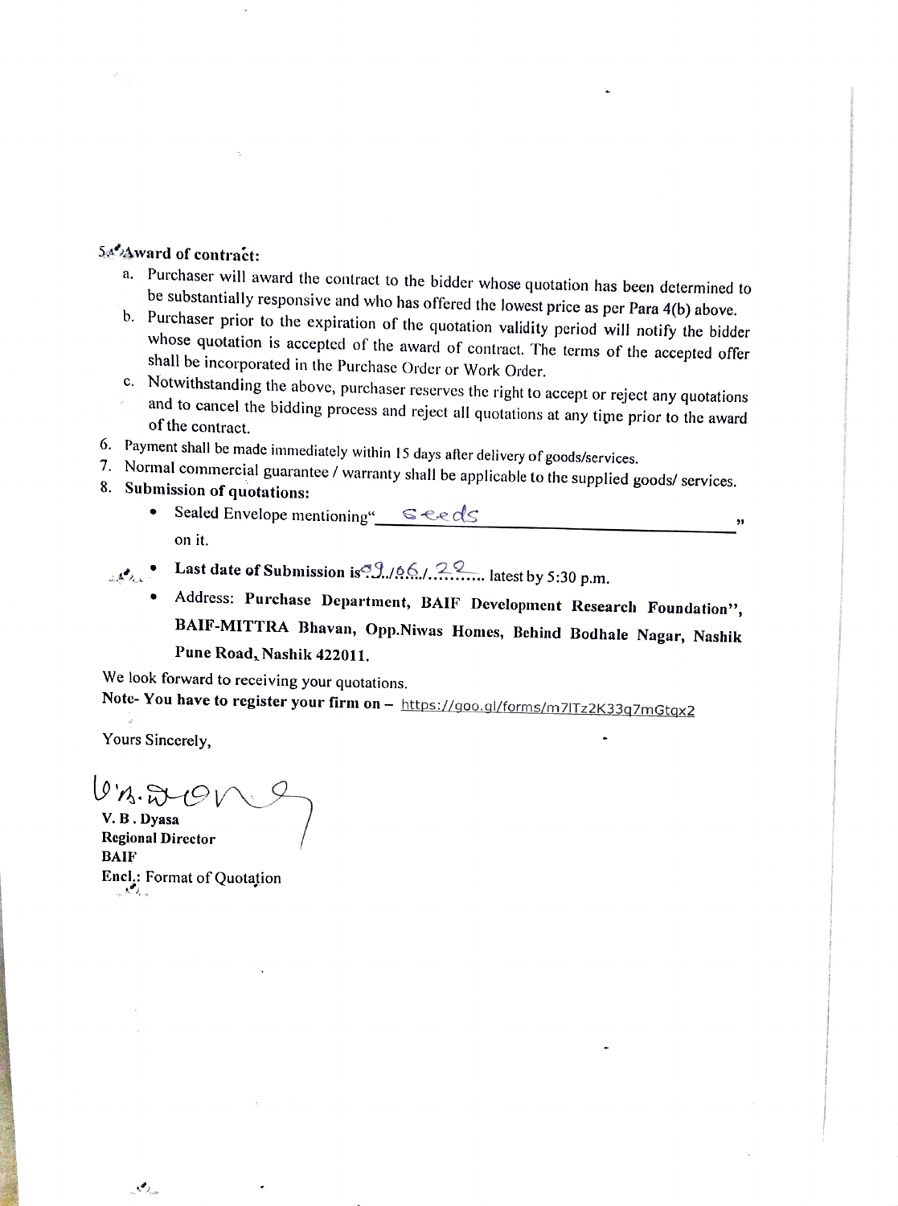5. **Award of contract:**

   a. Purchaser will award the contract to the bidder whose quotation has been determined to be substantially responsive and who has offered the lowest price as per Para 4(b) above.

   b. Purchaser prior to the expiration of the quotation validity period will notify the bidder whose quotation is accepted of the award of contract. The terms of the accepted offer shall be incorporated in the Purchase Order or Work Order.

   c. Notwithstanding the above, purchaser reserves the right to accept or reject any quotations and to cancel the bidding process and reject all quotations at any time prior to the award of the contract.

6. Payment shall be made immediately within 15 days after delivery of goods/services.
7. Normal commercial guarantee / warranty shall be applicable to the supplied goods/ services.
8. **Submission of quotations:**
   - Sealed Envelope mentioning" Seeds " on it.
   - **Last date of Submission is** 09/06/22 latest by 5:30 p.m.
   - Address: **Purchase Department, BAIF Development Research Foundation", BAIF-MITTRA Bhavan, Opp.Niwas Homes, Behind Bodhale Nagar, Nashik Pune Road, Nashik 422011.**

We look forward to receiving your quotations.

**Note- You have to register your firm on –** https://goo.gl/forms/m7lTz2K33q7mGtqx2

Yours Sincerely,

**V. B . Dyasa**
**Regional Director**
**BAIF**
**Encl.:** Format of Quotation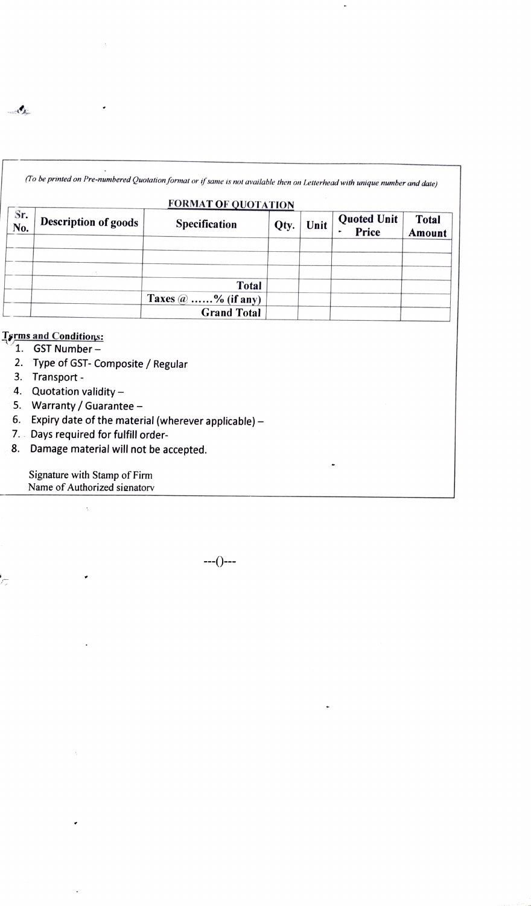*(To be printed on Pre-numbered Quotation format or if same is not available then on Letterhead with unique number and date)*

## FORMAT OF QUOTATION

| Sr. No. | Description of goods | Specification | Qty. | Unit | Quoted Unit Price | Total Amount |
|---|---|---|---|---|---|---|
| | | | | | | |
| | | | | | | |
| | | | | | | |
| | | Total | | | | |
| | | Taxes @ ……% (if any) | | | | |
| | | Grand Total | | | | |

**Terms and Conditions:**

1. GST Number –
2. Type of GST- Composite / Regular
3. Transport -
4. Quotation validity –
5. Warranty / Guarantee –
6. Expiry date of the material (wherever applicable) –
7. Days required for fulfill order-
8. Damage material will not be accepted.

Signature with Stamp of Firm
Name of Authorized signatory

---()---